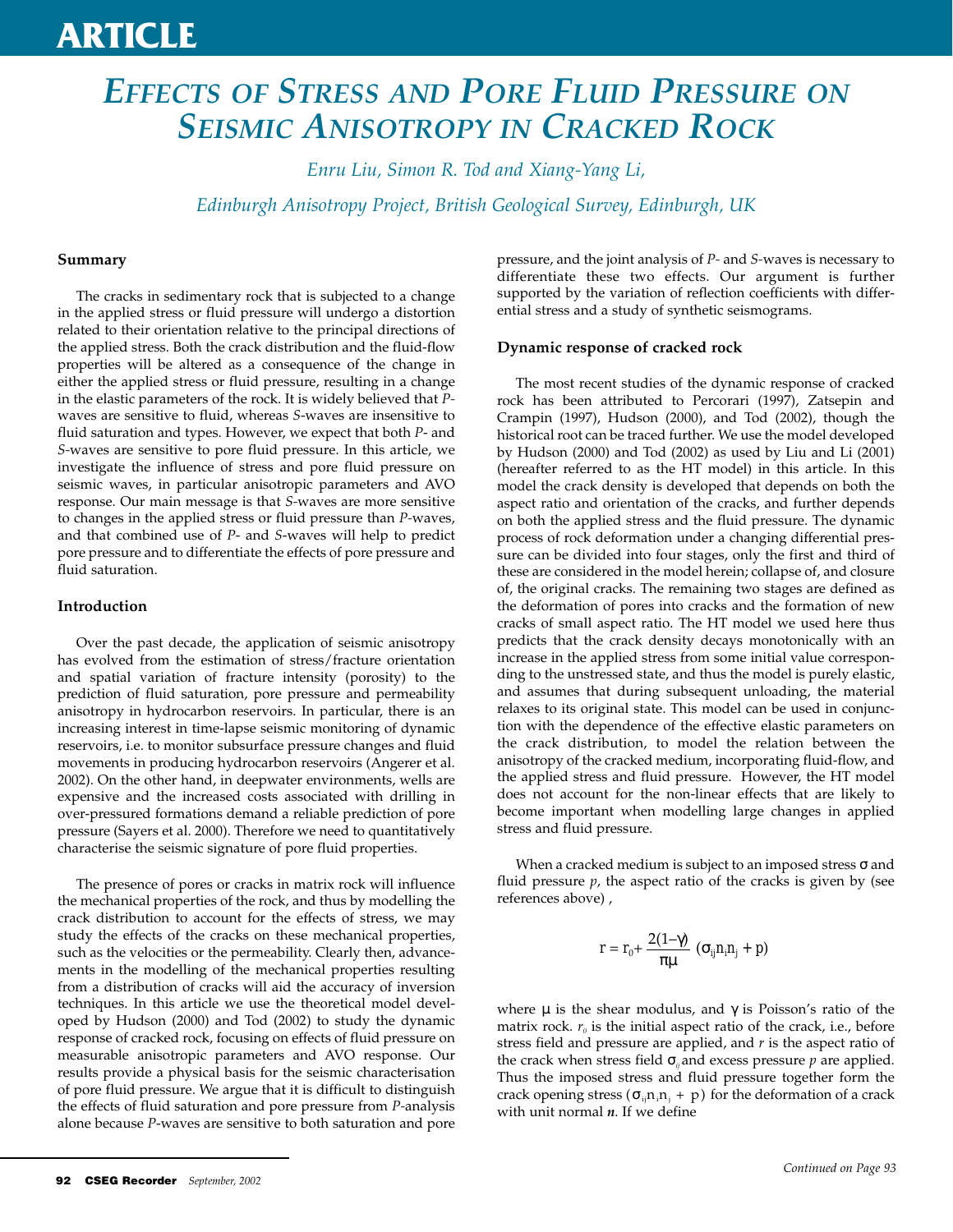# EFFECTS OF STRESS AND PORE FLUID PRESSURE ON SEISMIC ANISOTROPY IN CRACKED ROCK

*Enru Liu, Simon R. Tod and Xiang-Yang Li,*

*Edinburgh Anisotropy Project, British Geological Survey, Edinburgh, UK*

### Summary

The cracks in sedimentary rock that is subjected to a change in the applied stress or fluid pressure will undergo a distortion related to their orientation relative to the principal directions of the applied stress. Both the crack distribution and the fluid-flow properties will be altered as a consequence of the change in either the applied stress or fluid pressure, resulting in a change in the elastic parameters of the rock. It is widely believed that *P*-waves are sensitive to fluid, whereas *S*-waves are insensitive to fluid saturation and types. However, we expect that both *P*- and *S*-waves are sensitive to pore fluid pressure. In this article, we investigate the influence of stress and pore fluid pressure on seismic waves, in particular anisotropic parameters and AVO response. Our main message is that *S*-waves are more sensitive to changes in the applied stress or fluid pressure than *P*-waves, and that combined use of *P*- and *S*-waves will help to predict pore pressure and to differentiate the effects of pore pressure and fluid saturation.

### Introduction

Over the past decade, the application of seismic anisotropy has evolved from the estimation of stress/fracture orientation and spatial variation of fracture intensity (porosity) to the prediction of fluid saturation, pore pressure and permeability anisotropy in hydrocarbon reservoirs. In particular, there is an increasing interest in time-lapse seismic monitoring of dynamic reservoirs, i.e. to monitor subsurface pressure changes and fluid movements in producing hydrocarbon reservoirs (Angerer et al. 2002). On the other hand, in deepwater environments, wells are expensive and the increased costs associated with drilling in over-pressured formations demand a reliable prediction of pore pressure (Sayers et al. 2000). Therefore we need to quantitatively characterise the seismic signature of pore fluid properties.

The presence of pores or cracks in matrix rock will influence the mechanical properties of the rock, and thus by modelling the crack distribution to account for the effects of stress, we may study the effects of the cracks on these mechanical properties, such as the velocities or the permeability. Clearly then, advancements in the modelling of the mechanical properties resulting from a distribution of cracks will aid the accuracy of inversion techniques. In this article we use the theoretical model developed by Hudson (2000) and Tod (2002) to study the dynamic response of cracked rock, focusing on effects of fluid pressure on measurable anisotropic parameters and AVO response. Our results provide a physical basis for the seismic characterisation of pore fluid pressure. We argue that it is difficult to distinguish the effects of fluid saturation and pore pressure from *P*-analysis alone because *P*-waves are sensitive to both saturation and pore pressure, and the joint analysis of *P*- and *S*-waves is necessary to differentiate these two effects. Our argument is further supported by the variation of reflection coefficients with differential stress and a study of synthetic seismograms.

### Dynamic response of cracked rock

The most recent studies of the dynamic response of cracked rock has been attributed to Percorari (1997), Zatsepin and Crampin (1997), Hudson (2000), and Tod (2002), though the historical root can be traced further. We use the model developed by Hudson (2000) and Tod (2002) as used by Liu and Li (2001) (hereafter referred to as the HT model) in this article. In this model the crack density is developed that depends on both the aspect ratio and orientation of the cracks, and further depends on both the applied stress and the fluid pressure. The dynamic process of rock deformation under a changing differential pressure can be divided into four stages, only the first and third of these are considered in the model herein; collapse of, and closure of, the original cracks. The remaining two stages are defined as the deformation of pores into cracks and the formation of new cracks of small aspect ratio. The HT model we used here thus predicts that the crack density decays monotonically with an increase in the applied stress from some initial value corresponding to the unstressed state, and thus the model is purely elastic, and assumes that during subsequent unloading, the material relaxes to its original state. This model can be used in conjunction with the dependence of the effective elastic parameters on the crack distribution, to model the relation between the anisotropy of the cracked medium, incorporating fluid-flow, and the applied stress and fluid pressure. However, the HT model does not account for the non-linear effects that are likely to become important when modelling large changes in applied stress and fluid pressure.

When a cracked medium is subject to an imposed stress $\sigma$ and fluid pressure $p$, the aspect ratio of the cracks is given by (see references above) ,

$$r = r_0 + \frac{2(1-\gamma)}{\pi\mu}\,(\sigma_{ij}n_i n_j + p)$$

where $\mu$ is the shear modulus, and $\gamma$ is Poisson's ratio of the matrix rock. $r_0$ is the initial aspect ratio of the crack, i.e., before stress field and pressure are applied, and $r$ is the aspect ratio of the crack when stress field $\sigma_{ij}$ and excess pressure $p$ are applied. Thus the imposed stress and fluid pressure together form the crack opening stress $(\sigma_{ij}n_i n_j + p)$ for the deformation of a crack with unit normal $\boldsymbol{n}$. If we define

*Continued on Page 93*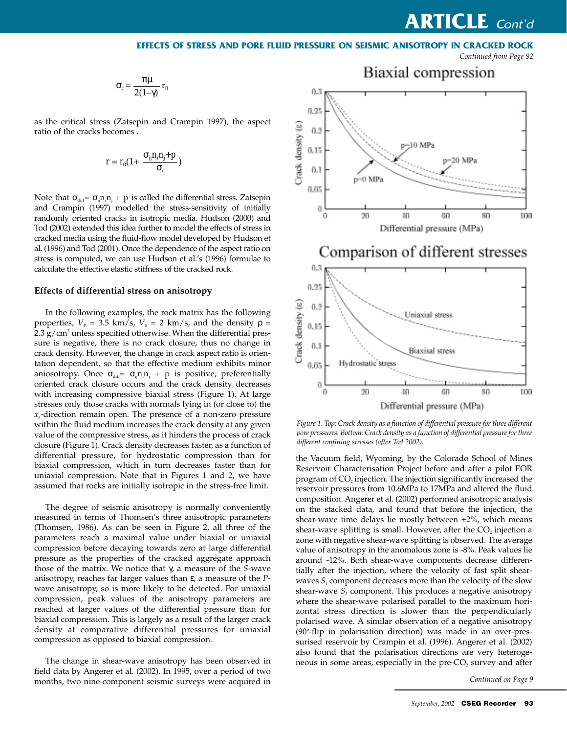$$\sigma_c = \frac{\pi\mu}{2(1-\gamma)} r_0$$

as the critical stress (Zatsepin and Crampin 1997), the aspect ratio of the cracks becomes .

$$r = r_0(1 + \frac{\sigma_{ij}n_in_j + p}{\sigma_c})$$

Note that $\sigma_{diff} = \sigma_{ij}n_in_j + p$ is called the differential stress. Zatsepin and Crampin (1997) modelled the stress-sensitivity of initially randomly oriented cracks in isotropic media. Hudson (2000) and Tod (2002) extended this idea further to model the effects of stress in cracked media using the fluid-flow model developed by Hudson et al. (1996) and Tod (2001). Once the dependence of the aspect ratio on stress is computed, we can use Hudson et al.'s (1996) formulae to calculate the effective elastic stiffness of the cracked rock.

### Effects of differential stress on anisotropy

In the following examples, the rock matrix has the following properties, $V_P$ = 3.5 km/s, $V_S$ = 2 km/s, and the density $\rho$ = 2.3 g/cm$^3$ unless specified otherwise. When the differential pressure is negative, there is no crack closure, thus no change in crack density. However, the change in crack aspect ratio is orientation dependent, so that the effective medium exhibits minor aniosotropy. Once $\sigma_{diff} = \sigma_{ij}n_in_j + p$ is positive, preferentially oriented crack closure occurs and the crack density decreases with increasing compressive biaxial stress (Figure 1). At large stresses only those cracks with normals lying in (or close to) the $x_3$-direction remain open. The presence of a non-zero pressure within the fluid medium increases the crack density at any given value of the compressive stress, as it hinders the process of crack closure (Figure 1). Crack density decreases faster, as a function of differential pressure, for hydrostatic compression than for biaxial compression, which in turn decreases faster than for uniaxial compression. Note that in Figures 1 and 2, we have assumed that rocks are initially isotropic in the stress-free limit.

The degree of seismic anisotropy is normally conveniently measured in terms of Thomsen's three anisotropic parameters (Thomsen, 1986). As can be seen in Figure 2, all three of the parameters reach a maximal value under biaxial or uniaxial compression before decaying towards zero at large differential pressure as the properties of the cracked aggregate approach those of the matrix. We notice that $\gamma$, a measure of the *S*-wave anisotropy, reaches far larger values than $\varepsilon$, a measure of the *P*-wave anisotropy, so is more likely to be detected. For uniaxial compression, peak values of the anisotropy parameters are reached at larger values of the differential pressure than for biaxial compression. This is largely as a result of the larger crack density at comparative differential pressures for uniaxial compression as opposed to biaxial compression.

The change in shear-wave anisotropy has been observed in field data by Angerer et al. (2002). In 1995, over a period of two months, two nine-component seismic surveys were acquired in the Vacuum field, Wyoming, by the Colorado School of Mines Reservoir Characterisation Project before and after a pilot EOR program of $CO_2$ injection. The injection significantly increased the reservoir pressures from 10.6MPa to 17MPa and altered the fluid composition. Angerer et al. (2002) performed anisotropic analysis on the stacked data, and found that before the injection, the shear-wave time delays lie mostly between ±2%, which means shear-wave splitting is small. However, after the $CO_2$ injection a zone with negative shear-wave splitting is observed. The average value of anisotropy in the anomalous zone is -8%. Peak values lie around -12%. Both shear-wave components decrease differentially after the injection, where the velocity of fast split shear-waves $S_1$ component decreases more than the velocity of the slow shear-wave $S_2$ component. This produces a negative anisotropy where the shear-wave polarised parallel to the maximum horizontal stress direction is slower than the perpendicularly polarised wave. A similar observation of a negative anisotropy (90°-flip in polarisation direction) was made in an over-pressurised reservoir by Crampin et al. (1996). Angerer et al. (2002) also found that the polarisation directions are very heterogeneous in some areas, especially in the pre-$CO_2$ survey and after

*Figure 1. Top: Crack density as a function of differential pressure for three different pore pressures. Bottom: Crack density as a function of differential pressure for three different confining stresses (after Tod 2002).*

*Continued on Page 9*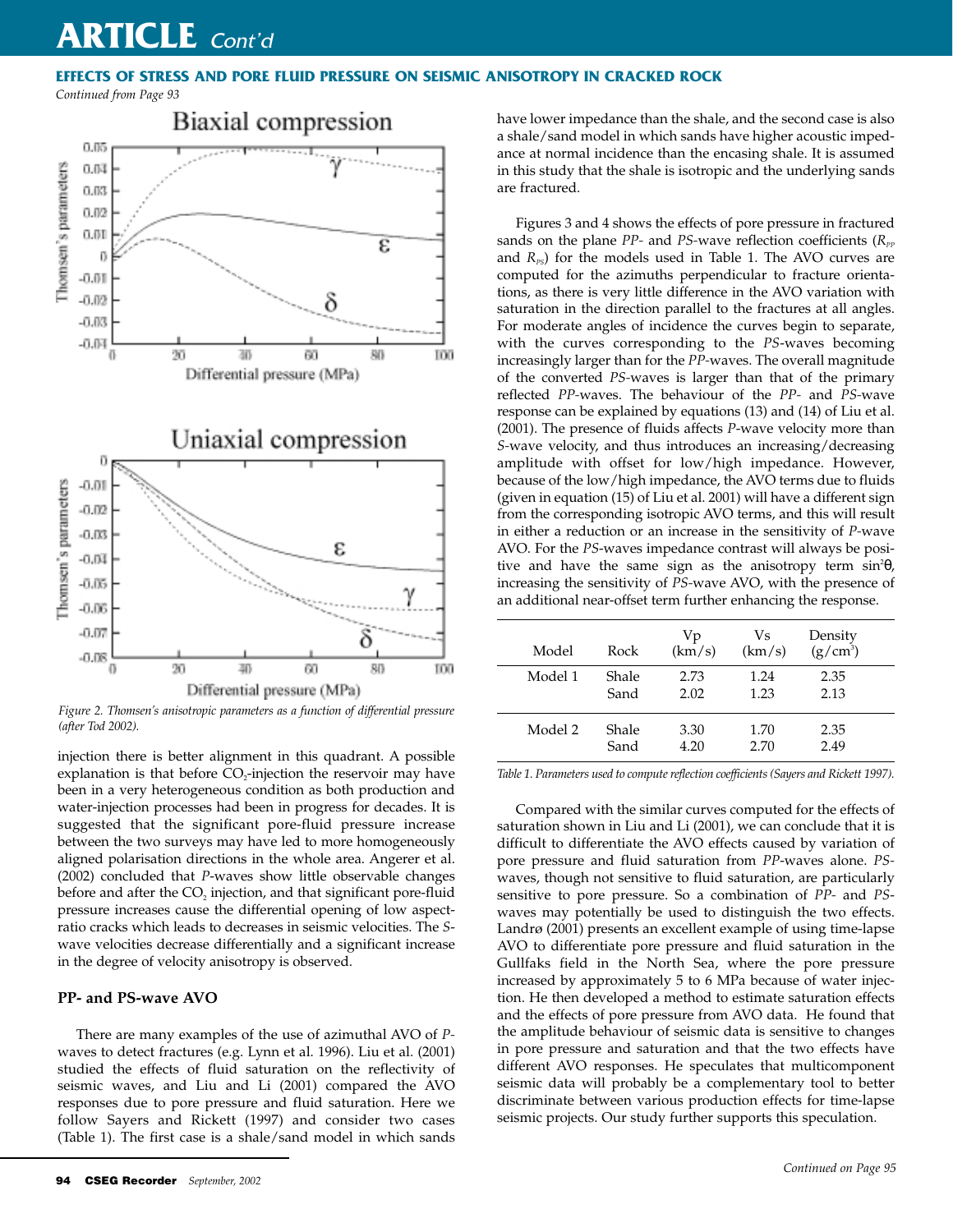## EFFECTS OF STRESS AND PORE FLUID PRESSURE ON SEISMIC ANISOTROPY IN CRACKED ROCK

*Continued from Page 93*

*Figure 2. Thomsen's anisotropic parameters as a function of differential pressure (after Tod 2002).*

injection there is better alignment in this quadrant. A possible explanation is that before $CO_2$-injection the reservoir may have been in a very heterogeneous condition as both production and water-injection processes had been in progress for decades. It is suggested that the significant pore-fluid pressure increase between the two surveys may have led to more homogeneously aligned polarisation directions in the whole area. Angerer et al. (2002) concluded that *P*-waves show little observable changes before and after the $CO_2$ injection, and that significant pore-fluid pressure increases cause the differential opening of low aspect-ratio cracks which leads to decreases in seismic velocities. The *S*-wave velocities decrease differentially and a significant increase in the degree of velocity anisotropy is observed.

### PP- and PS-wave AVO

There are many examples of the use of azimuthal AVO of *P*-waves to detect fractures (e.g. Lynn et al. 1996). Liu et al. (2001) studied the effects of fluid saturation on the reflectivity of seismic waves, and Liu and Li (2001) compared the AVO responses due to pore pressure and fluid saturation. Here we follow Sayers and Rickett (1997) and consider two cases (Table 1). The first case is a shale/sand model in which sands have lower impedance than the shale, and the second case is also a shale/sand model in which sands have higher acoustic impedance at normal incidence than the encasing shale. It is assumed in this study that the shale is isotropic and the underlying sands are fractured.

Figures 3 and 4 shows the effects of pore pressure in fractured sands on the plane *PP*- and *PS*-wave reflection coefficients ($R_{PP}$ and $R_{PS}$) for the models used in Table 1. The AVO curves are computed for the azimuths perpendicular to fracture orientations, as there is very little difference in the AVO variation with saturation in the direction parallel to the fractures at all angles. For moderate angles of incidence the curves begin to separate, with the curves corresponding to the *PS*-waves becoming increasingly larger than for the *PP*-waves. The overall magnitude of the converted *PS*-waves is larger than that of the primary reflected *PP*-waves. The behaviour of the *PP*- and *PS*-wave response can be explained by equations (13) and (14) of Liu et al. (2001). The presence of fluids affects *P*-wave velocity more than *S*-wave velocity, and thus introduces an increasing/decreasing amplitude with offset for low/high impedance. However, because of the low/high impedance, the AVO terms due to fluids (given in equation (15) of Liu et al. 2001) will have a different sign from the corresponding isotropic AVO terms, and this will result in either a reduction or an increase in the sensitivity of *P*-wave AVO. For the *PS*-waves impedance contrast will always be positive and have the same sign as the anisotropy term $\sin^2\theta$, increasing the sensitivity of *PS*-wave AVO, with the presence of an additional near-offset term further enhancing the response.

| Model | Rock | Vp (km/s) | Vs (km/s) | Density (g/cm$^3$) |
|---|---|---|---|---|
| Model 1 | Shale | 2.73 | 1.24 | 2.35 |
| | Sand | 2.02 | 1.23 | 2.13 |
| Model 2 | Shale | 3.30 | 1.70 | 2.35 |
| | Sand | 4.20 | 2.70 | 2.49 |

*Table 1. Parameters used to compute reflection coefficients (Sayers and Rickett 1997).*

Compared with the similar curves computed for the effects of saturation shown in Liu and Li (2001), we can conclude that it is difficult to differentiate the AVO effects caused by variation of pore pressure and fluid saturation from *PP*-waves alone. *PS*-waves, though not sensitive to fluid saturation, are particularly sensitive to pore pressure. So a combination of *PP*- and *PS*-waves may potentially be used to distinguish the two effects. Landrø (2001) presents an excellent example of using time-lapse AVO to differentiate pore pressure and fluid saturation in the Gullfaks field in the North Sea, where the pore pressure increased by approximately 5 to 6 MPa because of water injection. He then developed a method to estimate saturation effects and the effects of pore pressure from AVO data. He found that the amplitude behaviour of seismic data is sensitive to changes in pore pressure and saturation and that the two effects have different AVO responses. He speculates that multicomponent seismic data will probably be a complementary tool to better discriminate between various production effects for time-lapse seismic projects. Our study further supports this speculation.

*Continued on Page 95*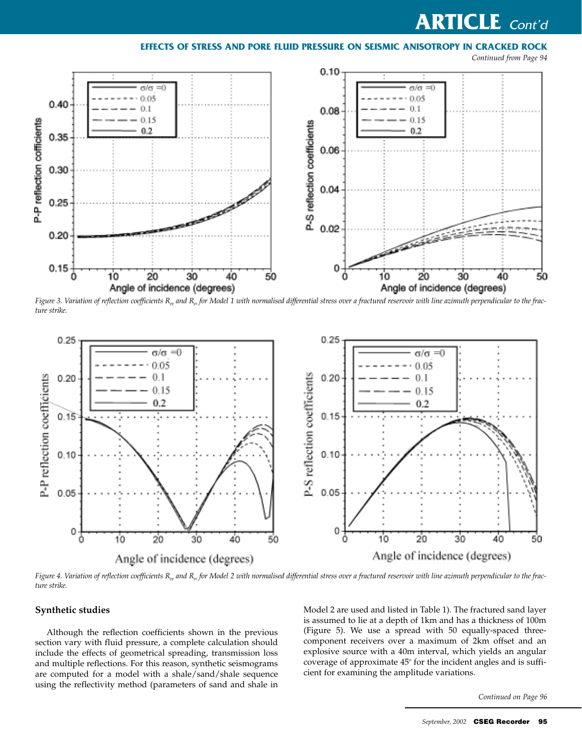Figure 3. Variation of reflection coefficients $R_{pp}$ and $R_{ps}$ for Model 1 with normalised differential stress over a fractured reservoir with line azimuth perpendicular to the fracture strike.

Figure 4. Variation of reflection coefficients $R_{pp}$ and $R_{ps}$ for Model 2 with normalised differential stress over a fractured reservoir with line azimuth perpendicular to the fracture strike.

## Synthetic studies

Although the reflection coefficients shown in the previous section vary with fluid pressure, a complete calculation should include the effects of geometrical spreading, transmission loss and multiple reflections. For this reason, synthetic seismograms are computed for a model with a shale/sand/shale sequence using the reflectivity method (parameters of sand and shale in Model 2 are used and listed in Table 1). The fractured sand layer is assumed to lie at a depth of 1km and has a thickness of 100m (Figure 5). We use a spread with 50 equally-spaced three-component receivers over a maximum of 2km offset and an explosive source with a 40m interval, which yields an angular coverage of approximate 45° for the incident angles and is sufficient for examining the amplitude variations.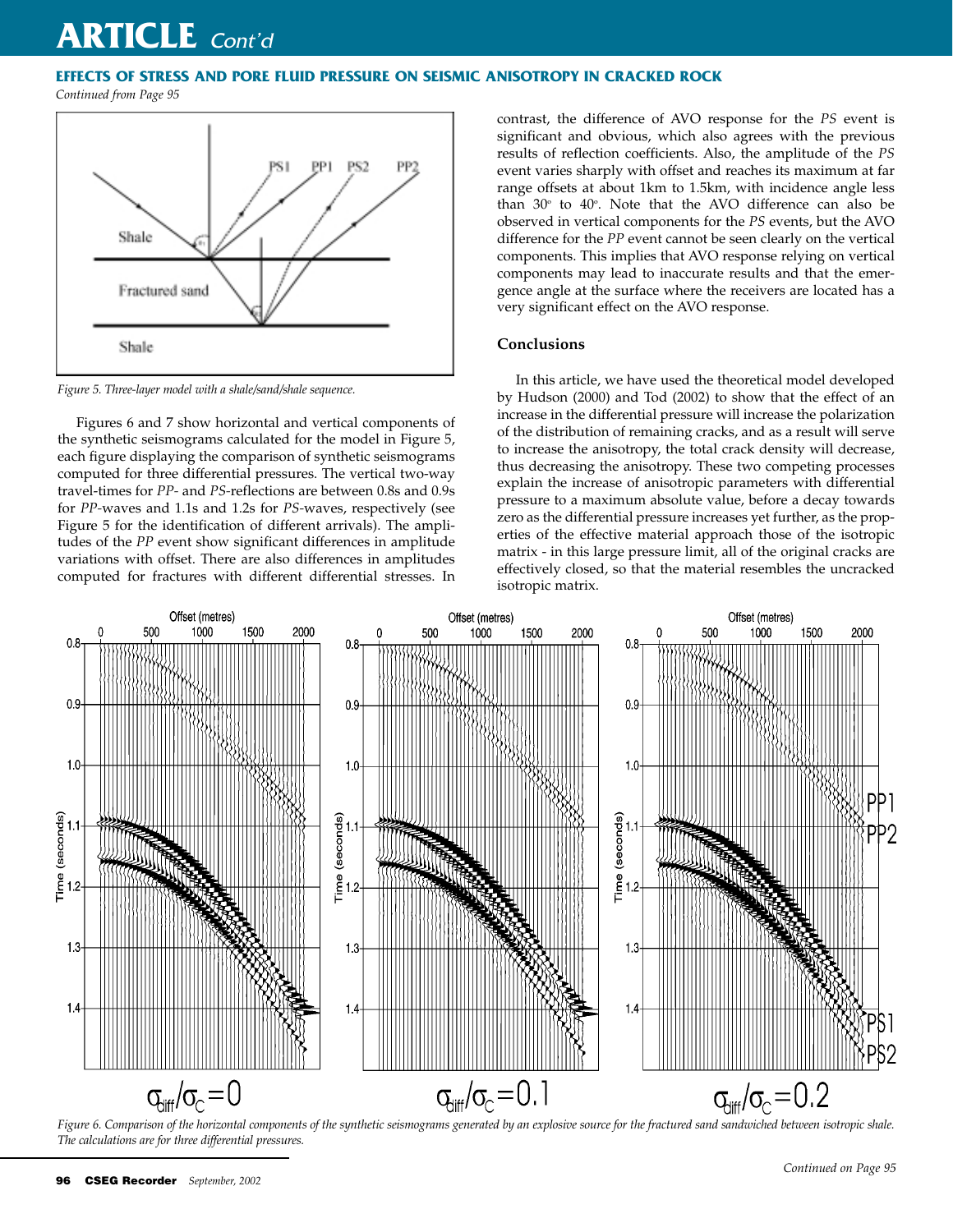## EFFECTS OF STRESS AND PORE FLUID PRESSURE ON SEISMIC ANISOTROPY IN CRACKED ROCK

*Continued from Page 95*

*Figure 5. Three-layer model with a shale/sand/shale sequence.*

Figures 6 and 7 show horizontal and vertical components of the synthetic seismograms calculated for the model in Figure 5, each figure displaying the comparison of synthetic seismograms computed for three differential pressures. The vertical two-way travel-times for *PP*- and *PS*-reflections are between 0.8s and 0.9s for *PP*-waves and 1.1s and 1.2s for *PS*-waves, respectively (see Figure 5 for the identification of different arrivals). The amplitudes of the *PP* event show significant differences in amplitude variations with offset. There are also differences in amplitudes computed for fractures with different differential stresses. In contrast, the difference of AVO response for the *PS* event is significant and obvious, which also agrees with the previous results of reflection coefficients. Also, the amplitude of the *PS* event varies sharply with offset and reaches its maximum at far range offsets at about 1km to 1.5km, with incidence angle less than 30° to 40°. Note that the AVO difference can also be observed in vertical components for the *PS* events, but the AVO difference for the *PP* event cannot be seen clearly on the vertical components. This implies that AVO response relying on vertical components may lead to inaccurate results and that the emergence angle at the surface where the receivers are located has a very significant effect on the AVO response.

### Conclusions

In this article, we have used the theoretical model developed by Hudson (2000) and Tod (2002) to show that the effect of an increase in the differential pressure will increase the polarization of the distribution of remaining cracks, and as a result will serve to increase the anisotropy, the total crack density will decrease, thus decreasing the anisotropy. These two competing processes explain the increase of anisotropic parameters with differential pressure to a maximum absolute value, before a decay towards zero as the differential pressure increases yet further, as the properties of the effective material approach those of the isotropic matrix - in this large pressure limit, all of the original cracks are effectively closed, so that the material resembles the uncracked isotropic matrix.

*Figure 6. Comparison of the horizontal components of the synthetic seismograms generated by an explosive source for the fractured sand sandwiched between isotropic shale. The calculations are for three differential pressures.*

*Continued on Page 95*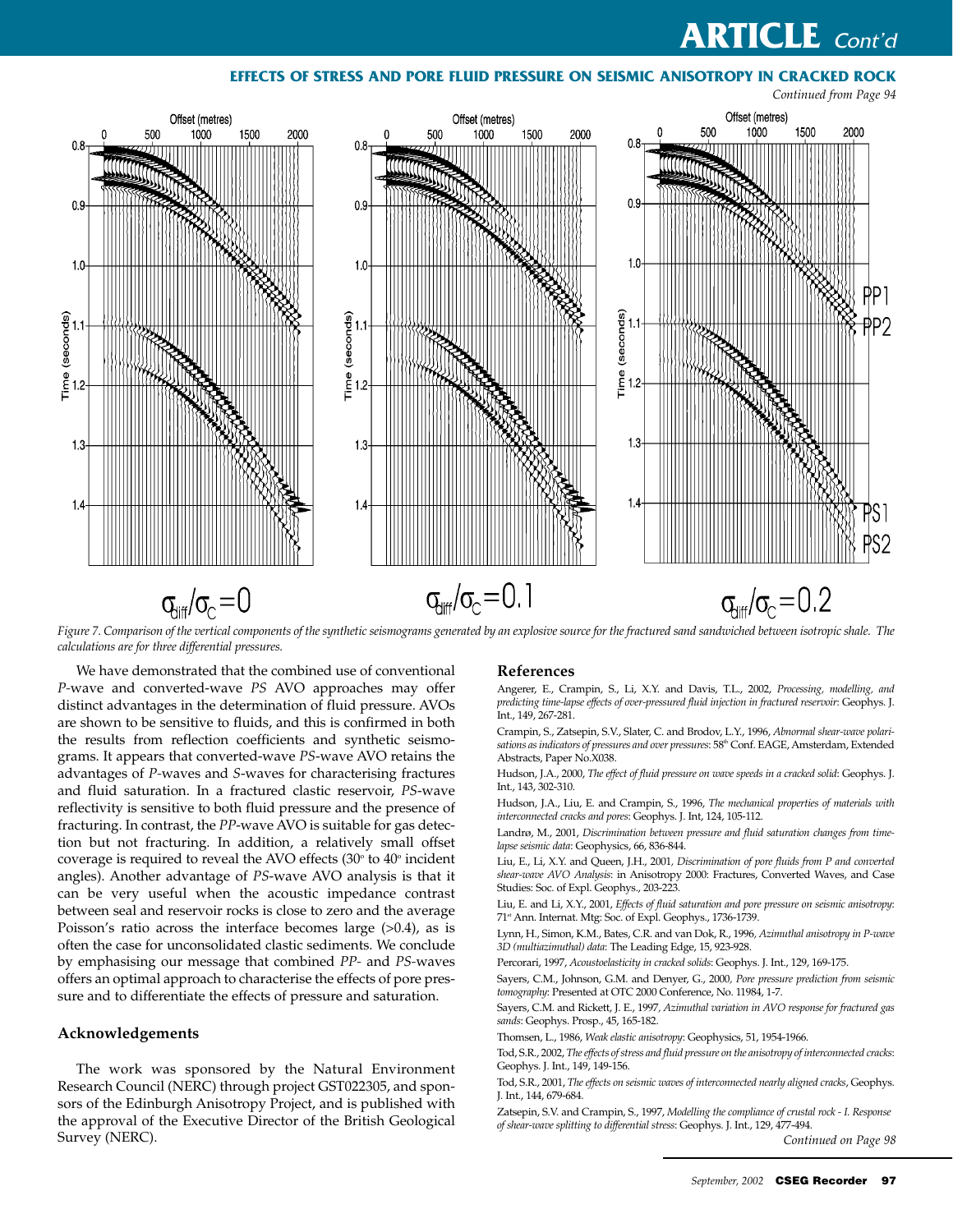**EFFECTS OF STRESS AND PORE FLUID PRESSURE ON SEISMIC ANISOTROPY IN CRACKED ROCK**

*Continued from Page 94*

Offset (metres)
0 500 1000 1500 2000
Time (seconds)
0.8 0.9 1.0 1.1 1.2 1.3 1.4
PP1
PP2
PS1
PS2

$\sigma_{diff}/\sigma_C=0$ $\sigma_{diff}/\sigma_C=0.1$ $\sigma_{diff}/\sigma_C=0.2$

*Figure 7. Comparison of the vertical components of the synthetic seismograms generated by an explosive source for the fractured sand sandwiched between isotropic shale. The calculations are for three differential pressures.*

We have demonstrated that the combined use of conventional *P*-wave and converted-wave *PS* AVO approaches may offer distinct advantages in the determination of fluid pressure. AVOs are shown to be sensitive to fluids, and this is confirmed in both the results from reflection coefficients and synthetic seismograms. It appears that converted-wave *PS*-wave AVO retains the advantages of *P*-waves and *S*-waves for characterising fractures and fluid saturation. In a fractured clastic reservoir, *PS*-wave reflectivity is sensitive to both fluid pressure and the presence of fracturing. In contrast, the *PP*-wave AVO is suitable for gas detection but not fracturing. In addition, a relatively small offset coverage is required to reveal the AVO effects (30° to 40° incident angles). Another advantage of *PS*-wave AVO analysis is that it can be very useful when the acoustic impedance contrast between seal and reservoir rocks is close to zero and the average Poisson's ratio across the interface becomes large (>0.4), as is often the case for unconsolidated clastic sediments. We conclude by emphasising our message that combined *PP*- and *PS*-waves offers an optimal approach to characterise the effects of pore pressure and to differentiate the effects of pressure and saturation.

## Acknowledgements

The work was sponsored by the Natural Environment Research Council (NERC) through project GST022305, and sponsors of the Edinburgh Anisotropy Project, and is published with the approval of the Executive Director of the British Geological Survey (NERC).

## References

Angerer, E., Crampin, S., Li, X.Y. and Davis, T.L., 2002, *Processing, modelling, and predicting time-lapse effects of over-pressured fluid injection in fractured reservoir*: Geophys. J. Int., 149, 267-281.

Crampin, S., Zatsepin, S.V., Slater, C. and Brodov, L.Y., 1996, *Abnormal shear-wave polarisations as indicators of pressures and over pressures*: 58th Conf. EAGE, Amsterdam, Extended Abstracts, Paper No.X038.

Hudson, J.A., 2000, *The effect of fluid pressure on wave speeds in a cracked solid*: Geophys. J. Int., 143, 302-310.

Hudson, J.A., Liu, E. and Crampin, S., 1996, *The mechanical properties of materials with interconnected cracks and pores*: Geophys. J. Int, 124, 105-112.

Landrø, M., 2001, *Discrimination between pressure and fluid saturation changes from time-lapse seismic data*: Geophysics, 66, 836-844.

Liu, E., Li, X.Y. and Queen, J.H., 2001, *Discrimination of pore fluids from P and converted shear-wave AVO Analysis*: in Anisotropy 2000: Fractures, Converted Waves, and Case Studies: Soc. of Expl. Geophys., 203-223.

Liu, E. and Li, X.Y., 2001, *Effects of fluid saturation and pore pressure on seismic anisotropy*: 71st Ann. Internat. Mtg: Soc. of Expl. Geophys., 1736-1739.

Lynn, H., Simon, K.M., Bates, C.R. and van Dok, R., 1996, *Azimuthal anisotropy in P-wave 3D (multiazimuthal) data*: The Leading Edge, 15, 923-928.

Percorari, 1997, *Acoustoelasticity in cracked solids*: Geophys. J. Int., 129, 169-175.

Sayers, C.M., Johnson, G.M. and Denyer, G., 2000, *Pore pressure prediction from seismic tomography*: Presented at OTC 2000 Conference, No. 11984, 1-7.

Sayers, C.M. and Rickett, J. E., 1997, *Azimuthal variation in AVO response for fractured gas sands*: Geophys. Prosp., 45, 165-182.

Thomsen, L., 1986, *Weak elastic anisotropy*: Geophysics, 51, 1954-1966.

Tod, S.R., 2002, *The effects of stress and fluid pressure on the anisotropy of interconnected cracks*: Geophys. J. Int., 149, 149-156.

Tod, S.R., 2001, *The effects on seismic waves of interconnected nearly aligned cracks*, Geophys. J. Int., 144, 679-684.

Zatsepin, S.V. and Crampin, S., 1997, *Modelling the compliance of crustal rock - I. Response of shear-wave splitting to differential stress*: Geophys. J. Int., 129, 477-494.

*Continued on Page 98*